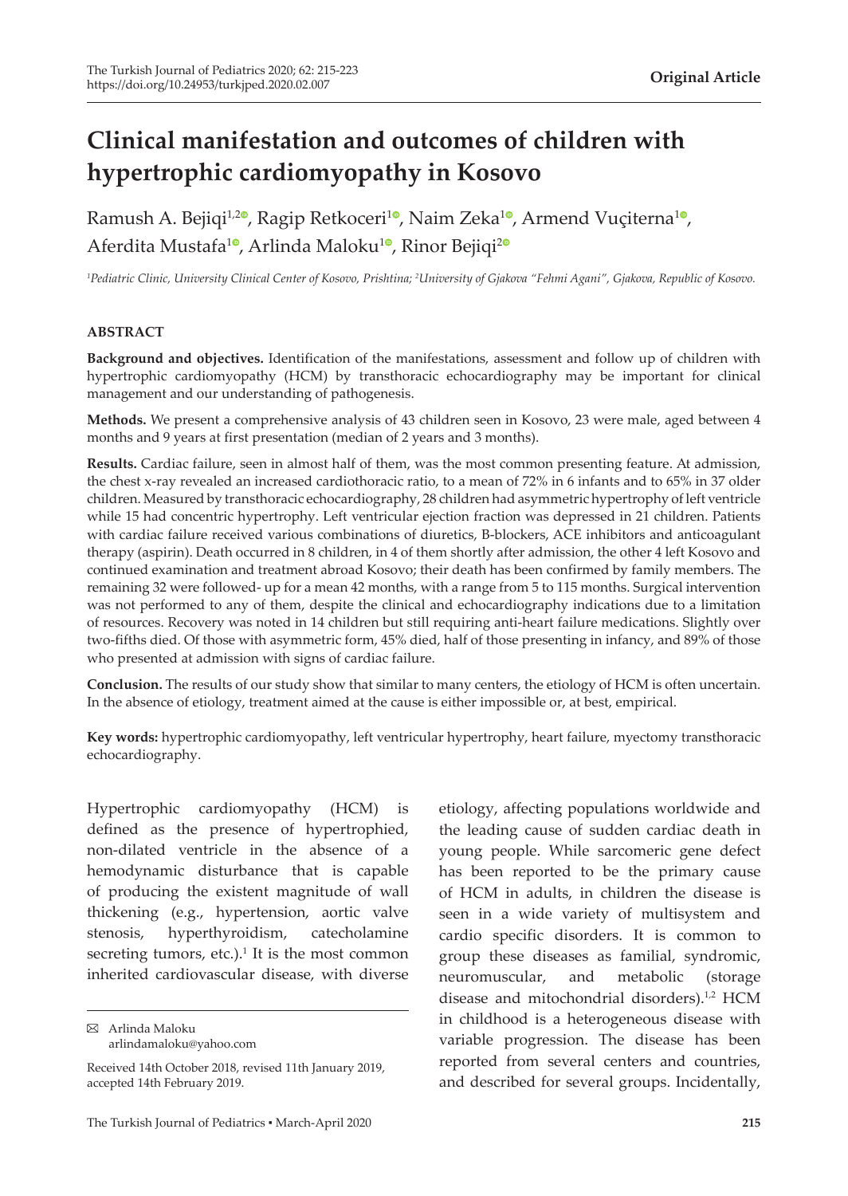# Clinical manifestation and outcomes of children with hypertrophic cardiomyopathy in Kosovo

Ramush A. Bejiqi[1,2], Ragip Retkoceri[1], Naim Zeka[1], Armend Vuçiterna[1], Aferdita Mustafa[1], Arlinda Maloku[1], Rinor Bejiqi[2]

[1]*Pediatric Clinic, University Clinical Center of Kosovo, Prishtina;* [2]*University of Gjakova "Fehmi Agani", Gjakova, Republic of Kosovo.*

## ABSTRACT

**Background and objectives.** Identification of the manifestations, assessment and follow up of children with hypertrophic cardiomyopathy (HCM) by transthoracic echocardiography may be important for clinical management and our understanding of pathogenesis.

**Methods.** We present a comprehensive analysis of 43 children seen in Kosovo, 23 were male, aged between 4 months and 9 years at first presentation (median of 2 years and 3 months).

**Results.** Cardiac failure, seen in almost half of them, was the most common presenting feature. At admission, the chest x-ray revealed an increased cardiothoracic ratio, to a mean of 72% in 6 infants and to 65% in 37 older children. Measured by transthoracic echocardiography, 28 children had asymmetric hypertrophy of left ventricle while 15 had concentric hypertrophy. Left ventricular ejection fraction was depressed in 21 children. Patients with cardiac failure received various combinations of diuretics, B-blockers, ACE inhibitors and anticoagulant therapy (aspirin). Death occurred in 8 children, in 4 of them shortly after admission, the other 4 left Kosovo and continued examination and treatment abroad Kosovo; their death has been confirmed by family members. The remaining 32 were followed- up for a mean 42 months, with a range from 5 to 115 months. Surgical intervention was not performed to any of them, despite the clinical and echocardiography indications due to a limitation of resources. Recovery was noted in 14 children but still requiring anti-heart failure medications. Slightly over two-fifths died. Of those with asymmetric form, 45% died, half of those presenting in infancy, and 89% of those who presented at admission with signs of cardiac failure.

**Conclusion.** The results of our study show that similar to many centers, the etiology of HCM is often uncertain. In the absence of etiology, treatment aimed at the cause is either impossible or, at best, empirical.

**Key words:** hypertrophic cardiomyopathy, left ventricular hypertrophy, heart failure, myectomy transthoracic echocardiography.

Hypertrophic cardiomyopathy (HCM) is defined as the presence of hypertrophied, non-dilated ventricle in the absence of a hemodynamic disturbance that is capable of producing the existent magnitude of wall thickening (e.g., hypertension, aortic valve stenosis, hyperthyroidism, catecholamine secreting tumors, etc.).[1] It is the most common inherited cardiovascular disease, with diverse etiology, affecting populations worldwide and the leading cause of sudden cardiac death in young people. While sarcomeric gene defect has been reported to be the primary cause of HCM in adults, in children the disease is seen in a wide variety of multisystem and cardio specific disorders. It is common to group these diseases as familial, syndromic, neuromuscular, and metabolic (storage disease and mitochondrial disorders).[1,2] HCM in childhood is a heterogeneous disease with variable progression. The disease has been reported from several centers and countries, and described for several groups. Incidentally,

✉ Arlinda Maloku
arlindamaloku@yahoo.com

Received 14th October 2018, revised 11th January 2019, accepted 14th February 2019.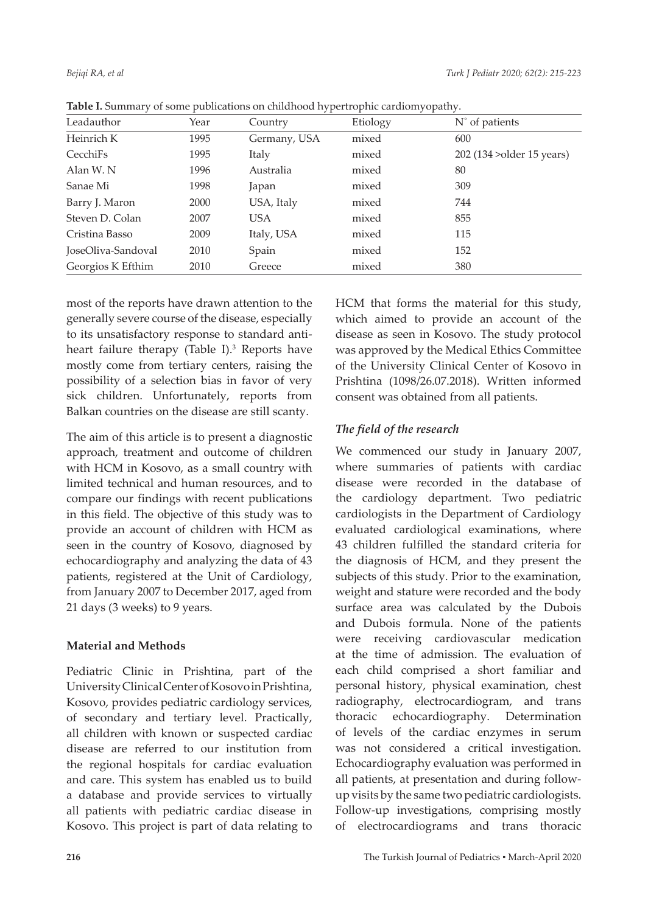**Table I.** Summary of some publications on childhood hypertrophic cardiomyopathy.

| Leadauthor | Year | Country | Etiology | N° of patients |
|---|---|---|---|---|
| Heinrich K | 1995 | Germany, USA | mixed | 600 |
| CecchiFs | 1995 | Italy | mixed | 202 (134 >older 15 years) |
| Alan W. N | 1996 | Australia | mixed | 80 |
| Sanae Mi | 1998 | Japan | mixed | 309 |
| Barry J. Maron | 2000 | USA, Italy | mixed | 744 |
| Steven D. Colan | 2007 | USA | mixed | 855 |
| Cristina Basso | 2009 | Italy, USA | mixed | 115 |
| JoseOliva-Sandoval | 2010 | Spain | mixed | 152 |
| Georgios K Efthim | 2010 | Greece | mixed | 380 |

most of the reports have drawn attention to the generally severe course of the disease, especially to its unsatisfactory response to standard anti-heart failure therapy (Table I).[3] Reports have mostly come from tertiary centers, raising the possibility of a selection bias in favor of very sick children. Unfortunately, reports from Balkan countries on the disease are still scanty.

The aim of this article is to present a diagnostic approach, treatment and outcome of children with HCM in Kosovo, as a small country with limited technical and human resources, and to compare our findings with recent publications in this field. The objective of this study was to provide an account of children with HCM as seen in the country of Kosovo, diagnosed by echocardiography and analyzing the data of 43 patients, registered at the Unit of Cardiology, from January 2007 to December 2017, aged from 21 days (3 weeks) to 9 years.

## Material and Methods

Pediatric Clinic in Prishtina, part of the University Clinical Center of Kosovo in Prishtina, Kosovo, provides pediatric cardiology services, of secondary and tertiary level. Practically, all children with known or suspected cardiac disease are referred to our institution from the regional hospitals for cardiac evaluation and care. This system has enabled us to build a database and provide services to virtually all patients with pediatric cardiac disease in Kosovo. This project is part of data relating to HCM that forms the material for this study, which aimed to provide an account of the disease as seen in Kosovo. The study protocol was approved by the Medical Ethics Committee of the University Clinical Center of Kosovo in Prishtina (1098/26.07.2018). Written informed consent was obtained from all patients.

### *The field of the research*

We commenced our study in January 2007, where summaries of patients with cardiac disease were recorded in the database of the cardiology department. Two pediatric cardiologists in the Department of Cardiology evaluated cardiological examinations, where 43 children fulfilled the standard criteria for the diagnosis of HCM, and they present the subjects of this study. Prior to the examination, weight and stature were recorded and the body surface area was calculated by the Dubois and Dubois formula. None of the patients were receiving cardiovascular medication at the time of admission. The evaluation of each child comprised a short familiar and personal history, physical examination, chest radiography, electrocardiogram, and trans thoracic echocardiography. Determination of levels of the cardiac enzymes in serum was not considered a critical investigation. Echocardiography evaluation was performed in all patients, at presentation and during follow-up visits by the same two pediatric cardiologists. Follow-up investigations, comprising mostly of electrocardiograms and trans thoracic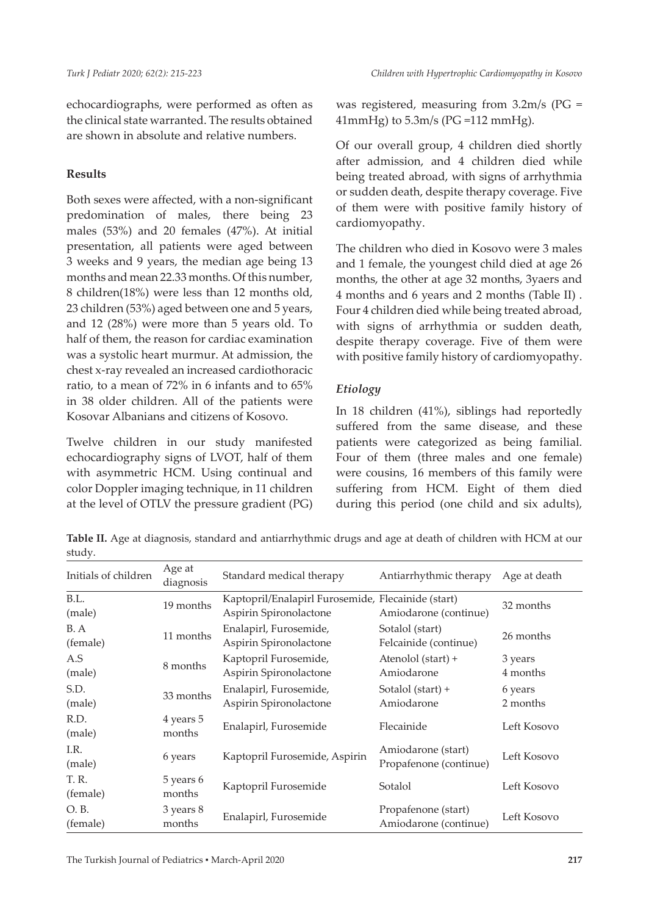echocardiographs, were performed as often as the clinical state warranted. The results obtained are shown in absolute and relative numbers.

## Results

Both sexes were affected, with a non-significant predomination of males, there being 23 males (53%) and 20 females (47%). At initial presentation, all patients were aged between 3 weeks and 9 years, the median age being 13 months and mean 22.33 months. Of this number, 8 children(18%) were less than 12 months old, 23 children (53%) aged between one and 5 years, and 12 (28%) were more than 5 years old. To half of them, the reason for cardiac examination was a systolic heart murmur. At admission, the chest x-ray revealed an increased cardiothoracic ratio, to a mean of 72% in 6 infants and to 65% in 38 older children. All of the patients were Kosovar Albanians and citizens of Kosovo.

Twelve children in our study manifested echocardiography signs of LVOT, half of them with asymmetric HCM. Using continual and color Doppler imaging technique, in 11 children at the level of OTLV the pressure gradient (PG) was registered, measuring from 3.2m/s (PG = 41mmHg) to 5.3m/s (PG =112 mmHg).

Of our overall group, 4 children died shortly after admission, and 4 children died while being treated abroad, with signs of arrhythmia or sudden death, despite therapy coverage. Five of them were with positive family history of cardiomyopathy.

The children who died in Kosovo were 3 males and 1 female, the youngest child died at age 26 months, the other at age 32 months, 3yaers and 4 months and 6 years and 2 months (Table II) . Four 4 children died while being treated abroad, with signs of arrhythmia or sudden death, despite therapy coverage. Five of them were with positive family history of cardiomyopathy.

### *Etiology*

In 18 children (41%), siblings had reportedly suffered from the same disease, and these patients were categorized as being familial. Four of them (three males and one female) were cousins, 16 members of this family were suffering from HCM. Eight of them died during this period (one child and six adults),

**Table II.** Age at diagnosis, standard and antiarrhythmic drugs and age at death of children with HCM at our study.

| Initials of children | Age at diagnosis | Standard medical therapy | Antiarrhythmic therapy | Age at death |
|---|---|---|---|---|
| B.L. (male) | 19 months | Kaptopril/Enalapirl Furosemide, Aspirin Spironolactone | Flecainide (start) Amiodarone (continue) | 32 months |
| B. A (female) | 11 months | Enalapirl, Furosemide, Aspirin Spironolactone | Sotalol (start) Felcainide (continue) | 26 months |
| A.S (male) | 8 months | Kaptopril Furosemide, Aspirin Spironolactone | Atenolol (start) + Amiodarone | 3 years 4 months |
| S.D. (male) | 33 months | Enalapirl, Furosemide, Aspirin Spironolactone | Sotalol (start) + Amiodarone | 6 years 2 months |
| R.D. (male) | 4 years 5 months | Enalapirl, Furosemide | Flecainide | Left Kosovo |
| I.R. (male) | 6 years | Kaptopril Furosemide, Aspirin | Amiodarone (start) Propafenone (continue) | Left Kosovo |
| T. R. (female) | 5 years 6 months | Kaptopril Furosemide | Sotalol | Left Kosovo |
| O. B. (female) | 3 years 8 months | Enalapirl, Furosemide | Propafenone (start) Amiodarone (continue) | Left Kosovo |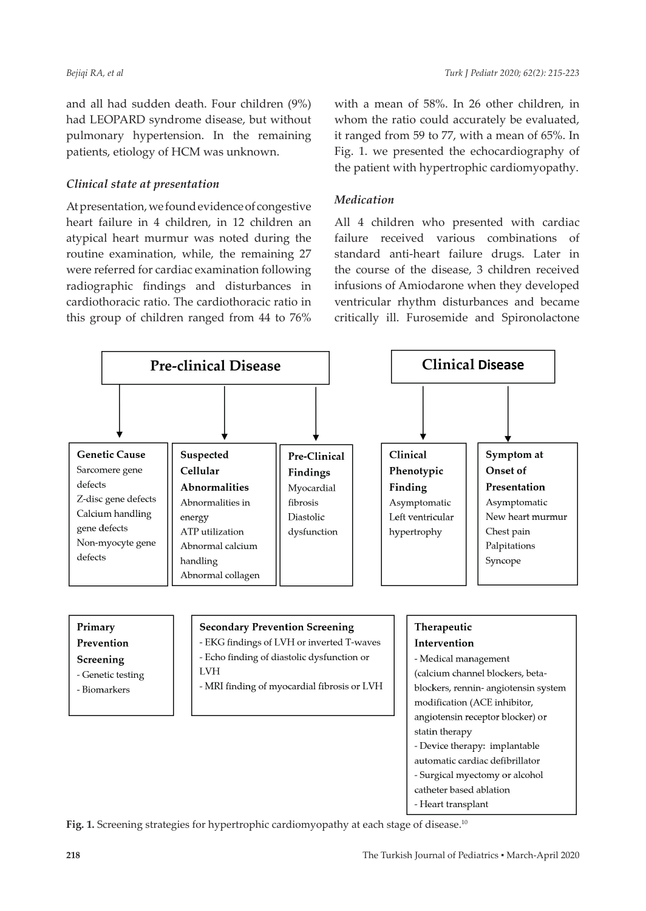and all had sudden death. Four children (9%) had LEOPARD syndrome disease, but without pulmonary hypertension. In the remaining patients, etiology of HCM was unknown.

### *Clinical state at presentation*

At presentation, we found evidence of congestive heart failure in 4 children, in 12 children an atypical heart murmur was noted during the routine examination, while, the remaining 27 were referred for cardiac examination following radiographic findings and disturbances in cardiothoracic ratio. The cardiothoracic ratio in this group of children ranged from 44 to 76% with a mean of 58%. In 26 other children, in whom the ratio could accurately be evaluated, it ranged from 59 to 77, with a mean of 65%. In Fig. 1. we presented the echocardiography of the patient with hypertrophic cardiomyopathy.

### *Medication*

All 4 children who presented with cardiac failure received various combinations of standard anti-heart failure drugs. Later in the course of the disease, 3 children received infusions of Amiodarone when they developed ventricular rhythm disturbances and became critically ill. Furosemide and Spironolactone

**Pre-clinical Disease**

**Genetic Cause**
Sarcomere gene defects
Z-disc gene defects
Calcium handling gene defects
Non-myocyte gene defects

**Suspected Cellular Abnormalities**
Abnormalities in energy
ATP utilization
Abnormal calcium handling
Abnormal collagen

**Pre-Clinical Findings**
Myocardial fibrosis
Diastolic dysfunction

**Clinical Disease**

**Clinical Phenotypic Finding**
Asymptomatic
Left ventricular hypertrophy

**Symptom at Onset of Presentation**
Asymptomatic
New heart murmur
Chest pain
Palpitations
Syncope

**Primary Prevention Screening**
- Genetic testing
- Biomarkers

**Secondary Prevention Screening**
- EKG findings of LVH or inverted T-waves
- Echo finding of diastolic dysfunction or LVH
- MRI finding of myocardial fibrosis or LVH

**Therapeutic Intervention**
- Medical management (calcium channel blockers, beta-blockers, rennin- angiotensin system modification (ACE inhibitor, angiotensin receptor blocker) or statin therapy
- Device therapy: implantable automatic cardiac defibrillator
- Surgical myectomy or alcohol catheter based ablation
- Heart transplant

**Fig. 1.** Screening strategies for hypertrophic cardiomyopathy at each stage of disease.[10]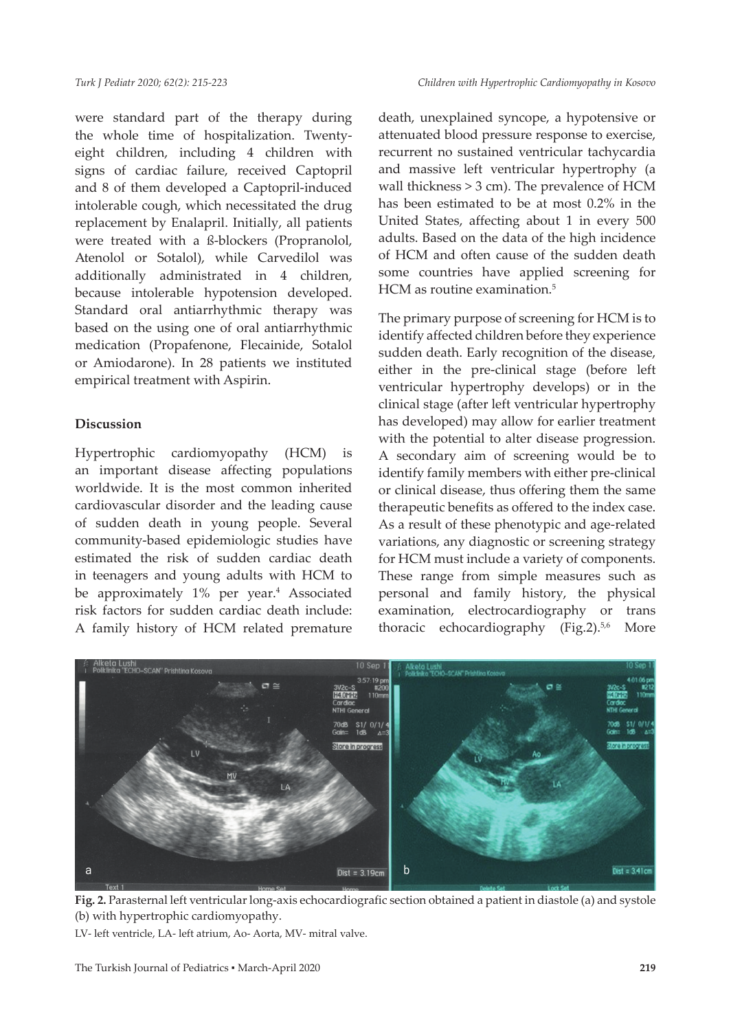were standard part of the therapy during the whole time of hospitalization. Twenty-eight children, including 4 children with signs of cardiac failure, received Captopril and 8 of them developed a Captopril-induced intolerable cough, which necessitated the drug replacement by Enalapril. Initially, all patients were treated with a ß-blockers (Propranolol, Atenolol or Sotalol), while Carvedilol was additionally administrated in 4 children, because intolerable hypotension developed. Standard oral antiarrhythmic therapy was based on the using one of oral antiarrhythmic medication (Propafenone, Flecainide, Sotalol or Amiodarone). In 28 patients we instituted empirical treatment with Aspirin.

## Discussion

Hypertrophic cardiomyopathy (HCM) is an important disease affecting populations worldwide. It is the most common inherited cardiovascular disorder and the leading cause of sudden death in young people. Several community-based epidemiologic studies have estimated the risk of sudden cardiac death in teenagers and young adults with HCM to be approximately 1% per year.[4] Associated risk factors for sudden cardiac death include: A family history of HCM related premature death, unexplained syncope, a hypotensive or attenuated blood pressure response to exercise, recurrent no sustained ventricular tachycardia and massive left ventricular hypertrophy (a wall thickness > 3 cm). The prevalence of HCM has been estimated to be at most 0.2% in the United States, affecting about 1 in every 500 adults. Based on the data of the high incidence of HCM and often cause of the sudden death some countries have applied screening for HCM as routine examination.[5]

The primary purpose of screening for HCM is to identify affected children before they experience sudden death. Early recognition of the disease, either in the pre-clinical stage (before left ventricular hypertrophy develops) or in the clinical stage (after left ventricular hypertrophy has developed) may allow for earlier treatment with the potential to alter disease progression. A secondary aim of screening would be to identify family members with either pre-clinical or clinical disease, thus offering them the same therapeutic benefits as offered to the index case. As a result of these phenotypic and age-related variations, any diagnostic or screening strategy for HCM must include a variety of components. These range from simple measures such as personal and family history, the physical examination, electrocardiography or trans thoracic echocardiography (Fig.2).[5,6] More

**Fig. 2.** Parasternal left ventricular long-axis echocardiografic section obtained a patient in diastole (a) and systole (b) with hypertrophic cardiomyopathy.

LV- left ventricle, LA- left atrium, Ao- Aorta, MV- mitral valve.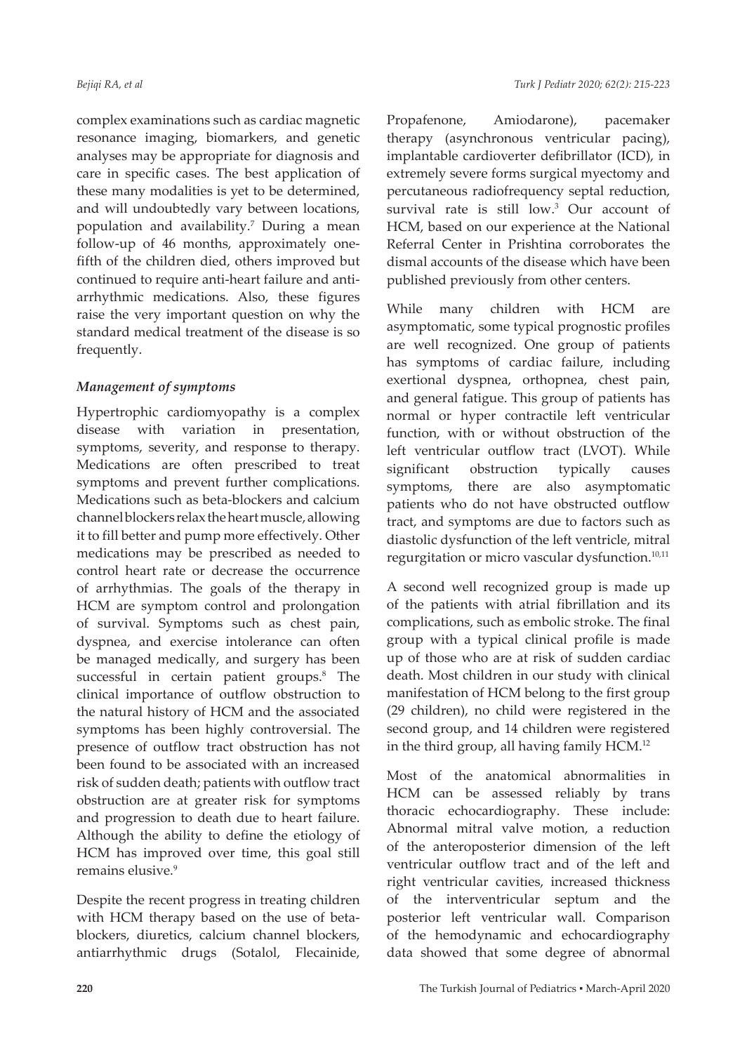complex examinations such as cardiac magnetic resonance imaging, biomarkers, and genetic analyses may be appropriate for diagnosis and care in specific cases. The best application of these many modalities is yet to be determined, and will undoubtedly vary between locations, population and availability.[7] During a mean follow-up of 46 months, approximately one-fifth of the children died, others improved but continued to require anti-heart failure and anti-arrhythmic medications. Also, these figures raise the very important question on why the standard medical treatment of the disease is so frequently.

### *Management of symptoms*

Hypertrophic cardiomyopathy is a complex disease with variation in presentation, symptoms, severity, and response to therapy. Medications are often prescribed to treat symptoms and prevent further complications. Medications such as beta-blockers and calcium channel blockers relax the heart muscle, allowing it to fill better and pump more effectively. Other medications may be prescribed as needed to control heart rate or decrease the occurrence of arrhythmias. The goals of the therapy in HCM are symptom control and prolongation of survival. Symptoms such as chest pain, dyspnea, and exercise intolerance can often be managed medically, and surgery has been successful in certain patient groups.[8] The clinical importance of outflow obstruction to the natural history of HCM and the associated symptoms has been highly controversial. The presence of outflow tract obstruction has not been found to be associated with an increased risk of sudden death; patients with outflow tract obstruction are at greater risk for symptoms and progression to death due to heart failure. Although the ability to define the etiology of HCM has improved over time, this goal still remains elusive.[9]

Despite the recent progress in treating children with HCM therapy based on the use of beta-blockers, diuretics, calcium channel blockers, antiarrhythmic drugs (Sotalol, Flecainide, Propafenone, Amiodarone), pacemaker therapy (asynchronous ventricular pacing), implantable cardioverter defibrillator (ICD), in extremely severe forms surgical myectomy and percutaneous radiofrequency septal reduction, survival rate is still low.[3] Our account of HCM, based on our experience at the National Referral Center in Prishtina corroborates the dismal accounts of the disease which have been published previously from other centers.

While many children with HCM are asymptomatic, some typical prognostic profiles are well recognized. One group of patients has symptoms of cardiac failure, including exertional dyspnea, orthopnea, chest pain, and general fatigue. This group of patients has normal or hyper contractile left ventricular function, with or without obstruction of the left ventricular outflow tract (LVOT). While significant obstruction typically causes symptoms, there are also asymptomatic patients who do not have obstructed outflow tract, and symptoms are due to factors such as diastolic dysfunction of the left ventricle, mitral regurgitation or micro vascular dysfunction.[10,11]

A second well recognized group is made up of the patients with atrial fibrillation and its complications, such as embolic stroke. The final group with a typical clinical profile is made up of those who are at risk of sudden cardiac death. Most children in our study with clinical manifestation of HCM belong to the first group (29 children), no child were registered in the second group, and 14 children were registered in the third group, all having family HCM.[12]

Most of the anatomical abnormalities in HCM can be assessed reliably by trans thoracic echocardiography. These include: Abnormal mitral valve motion, a reduction of the anteroposterior dimension of the left ventricular outflow tract and of the left and right ventricular cavities, increased thickness of the interventricular septum and the posterior left ventricular wall. Comparison of the hemodynamic and echocardiography data showed that some degree of abnormal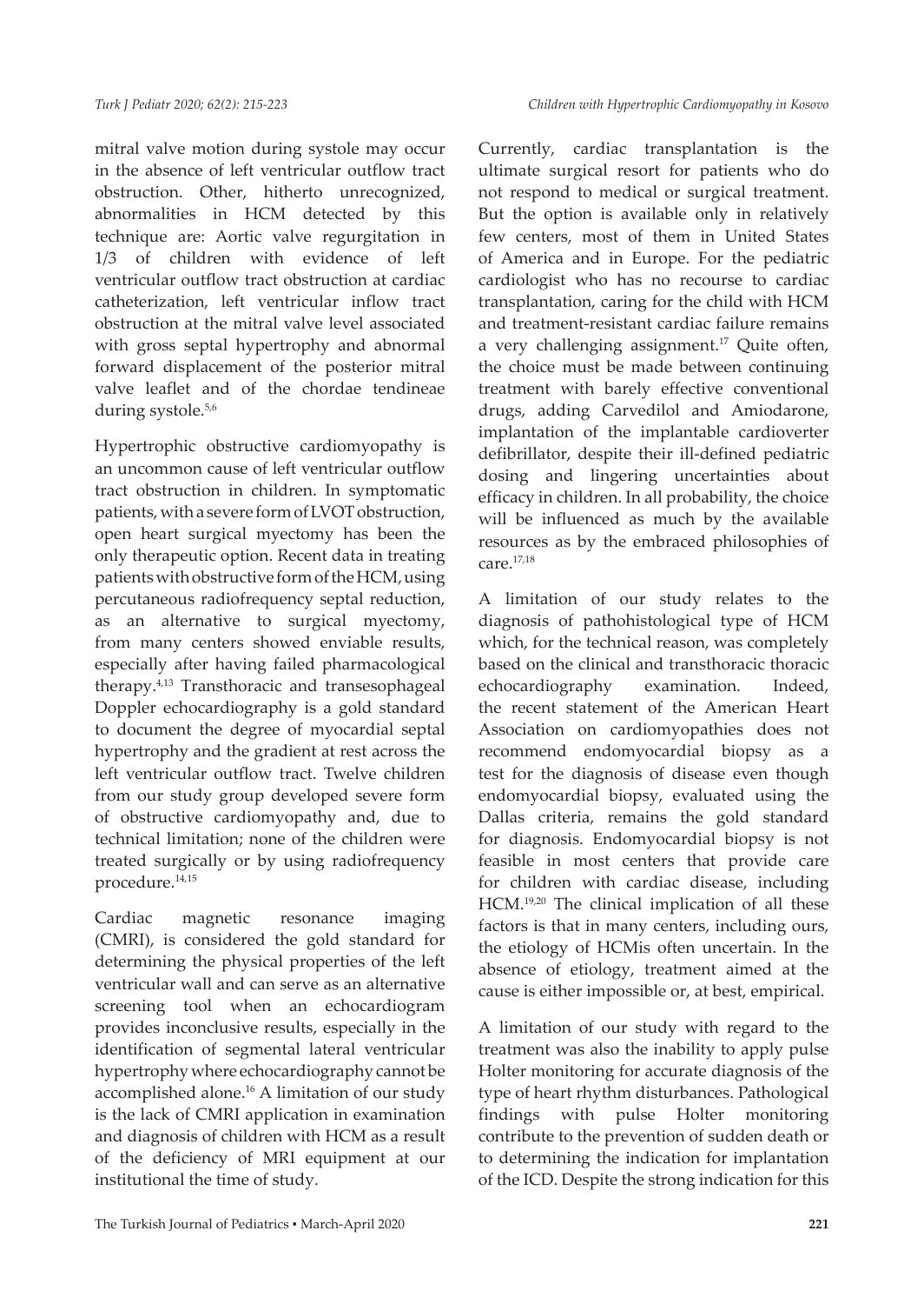mitral valve motion during systole may occur in the absence of left ventricular outflow tract obstruction. Other, hitherto unrecognized, abnormalities in HCM detected by this technique are: Aortic valve regurgitation in 1/3 of children with evidence of left ventricular outflow tract obstruction at cardiac catheterization, left ventricular inflow tract obstruction at the mitral valve level associated with gross septal hypertrophy and abnormal forward displacement of the posterior mitral valve leaflet and of the chordae tendineae during systole.[5,6]

Hypertrophic obstructive cardiomyopathy is an uncommon cause of left ventricular outflow tract obstruction in children. In symptomatic patients, with a severe form of LVOT obstruction, open heart surgical myectomy has been the only therapeutic option. Recent data in treating patients with obstructive form of the HCM, using percutaneous radiofrequency septal reduction, as an alternative to surgical myectomy, from many centers showed enviable results, especially after having failed pharmacological therapy.[4,13] Transthoracic and transesophageal Doppler echocardiography is a gold standard to document the degree of myocardial septal hypertrophy and the gradient at rest across the left ventricular outflow tract. Twelve children from our study group developed severe form of obstructive cardiomyopathy and, due to technical limitation; none of the children were treated surgically or by using radiofrequency procedure.[14,15]

Cardiac magnetic resonance imaging (CMRI), is considered the gold standard for determining the physical properties of the left ventricular wall and can serve as an alternative screening tool when an echocardiogram provides inconclusive results, especially in the identification of segmental lateral ventricular hypertrophy where echocardiography cannot be accomplished alone.[16] A limitation of our study is the lack of CMRI application in examination and diagnosis of children with HCM as a result of the deficiency of MRI equipment at our institutional the time of study.

Currently, cardiac transplantation is the ultimate surgical resort for patients who do not respond to medical or surgical treatment. But the option is available only in relatively few centers, most of them in United States of America and in Europe. For the pediatric cardiologist who has no recourse to cardiac transplantation, caring for the child with HCM and treatment-resistant cardiac failure remains a very challenging assignment.[17] Quite often, the choice must be made between continuing treatment with barely effective conventional drugs, adding Carvedilol and Amiodarone, implantation of the implantable cardioverter defibrillator, despite their ill-defined pediatric dosing and lingering uncertainties about efficacy in children. In all probability, the choice will be influenced as much by the available resources as by the embraced philosophies of care.[17,18]

A limitation of our study relates to the diagnosis of pathohistological type of HCM which, for the technical reason, was completely based on the clinical and transthoracic thoracic echocardiography examination. Indeed, the recent statement of the American Heart Association on cardiomyopathies does not recommend endomyocardial biopsy as a test for the diagnosis of disease even though endomyocardial biopsy, evaluated using the Dallas criteria, remains the gold standard for diagnosis. Endomyocardial biopsy is not feasible in most centers that provide care for children with cardiac disease, including HCM.[19,20] The clinical implication of all these factors is that in many centers, including ours, the etiology of HCMis often uncertain. In the absence of etiology, treatment aimed at the cause is either impossible or, at best, empirical.

A limitation of our study with regard to the treatment was also the inability to apply pulse Holter monitoring for accurate diagnosis of the type of heart rhythm disturbances. Pathological findings with pulse Holter monitoring contribute to the prevention of sudden death or to determining the indication for implantation of the ICD. Despite the strong indication for this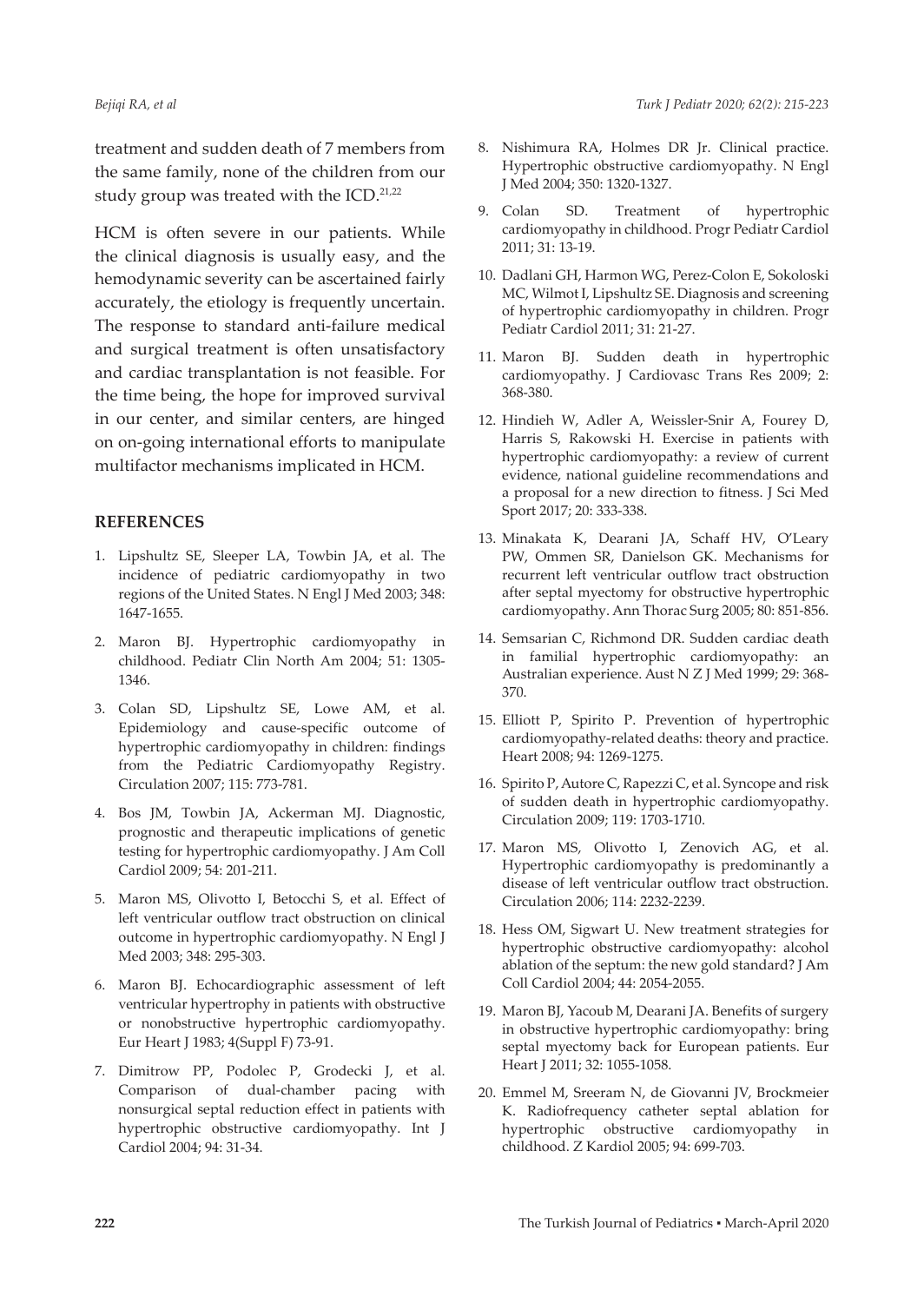treatment and sudden death of 7 members from the same family, none of the children from our study group was treated with the ICD.[21,22]

HCM is often severe in our patients. While the clinical diagnosis is usually easy, and the hemodynamic severity can be ascertained fairly accurately, the etiology is frequently uncertain. The response to standard anti-failure medical and surgical treatment is often unsatisfactory and cardiac transplantation is not feasible. For the time being, the hope for improved survival in our center, and similar centers, are hinged on on-going international efforts to manipulate multifactor mechanisms implicated in HCM.

## REFERENCES

1. Lipshultz SE, Sleeper LA, Towbin JA, et al. The incidence of pediatric cardiomyopathy in two regions of the United States. N Engl J Med 2003; 348: 1647-1655.
2. Maron BJ. Hypertrophic cardiomyopathy in childhood. Pediatr Clin North Am 2004; 51: 1305-1346.
3. Colan SD, Lipshultz SE, Lowe AM, et al. Epidemiology and cause-specific outcome of hypertrophic cardiomyopathy in children: findings from the Pediatric Cardiomyopathy Registry. Circulation 2007; 115: 773-781.
4. Bos JM, Towbin JA, Ackerman MJ. Diagnostic, prognostic and therapeutic implications of genetic testing for hypertrophic cardiomyopathy. J Am Coll Cardiol 2009; 54: 201-211.
5. Maron MS, Olivotto I, Betocchi S, et al. Effect of left ventricular outflow tract obstruction on clinical outcome in hypertrophic cardiomyopathy. N Engl J Med 2003; 348: 295-303.
6. Maron BJ. Echocardiographic assessment of left ventricular hypertrophy in patients with obstructive or nonobstructive hypertrophic cardiomyopathy. Eur Heart J 1983; 4(Suppl F) 73-91.
7. Dimitrow PP, Podolec P, Grodecki J, et al. Comparison of dual-chamber pacing with nonsurgical septal reduction effect in patients with hypertrophic obstructive cardiomyopathy. Int J Cardiol 2004; 94: 31-34.
8. Nishimura RA, Holmes DR Jr. Clinical practice. Hypertrophic obstructive cardiomyopathy. N Engl J Med 2004; 350: 1320-1327.
9. Colan SD. Treatment of hypertrophic cardiomyopathy in childhood. Progr Pediatr Cardiol 2011; 31: 13-19.
10. Dadlani GH, Harmon WG, Perez-Colon E, Sokoloski MC, Wilmot I, Lipshultz SE. Diagnosis and screening of hypertrophic cardiomyopathy in children. Progr Pediatr Cardiol 2011; 31: 21-27.
11. Maron BJ. Sudden death in hypertrophic cardiomyopathy. J Cardiovasc Trans Res 2009; 2: 368-380.
12. Hindieh W, Adler A, Weissler-Snir A, Fourey D, Harris S, Rakowski H. Exercise in patients with hypertrophic cardiomyopathy: a review of current evidence, national guideline recommendations and a proposal for a new direction to fitness. J Sci Med Sport 2017; 20: 333-338.
13. Minakata K, Dearani JA, Schaff HV, O'Leary PW, Ommen SR, Danielson GK. Mechanisms for recurrent left ventricular outflow tract obstruction after septal myectomy for obstructive hypertrophic cardiomyopathy. Ann Thorac Surg 2005; 80: 851-856.
14. Semsarian C, Richmond DR. Sudden cardiac death in familial hypertrophic cardiomyopathy: an Australian experience. Aust N Z J Med 1999; 29: 368-370.
15. Elliott P, Spirito P. Prevention of hypertrophic cardiomyopathy-related deaths: theory and practice. Heart 2008; 94: 1269-1275.
16. Spirito P, Autore C, Rapezzi C, et al. Syncope and risk of sudden death in hypertrophic cardiomyopathy. Circulation 2009; 119: 1703-1710.
17. Maron MS, Olivotto I, Zenovich AG, et al. Hypertrophic cardiomyopathy is predominantly a disease of left ventricular outflow tract obstruction. Circulation 2006; 114: 2232-2239.
18. Hess OM, Sigwart U. New treatment strategies for hypertrophic obstructive cardiomyopathy: alcohol ablation of the septum: the new gold standard? J Am Coll Cardiol 2004; 44: 2054-2055.
19. Maron BJ, Yacoub M, Dearani JA. Benefits of surgery in obstructive hypertrophic cardiomyopathy: bring septal myectomy back for European patients. Eur Heart J 2011; 32: 1055-1058.
20. Emmel M, Sreeram N, de Giovanni JV, Brockmeier K. Radiofrequency catheter septal ablation for hypertrophic obstructive cardiomyopathy in childhood. Z Kardiol 2005; 94: 699-703.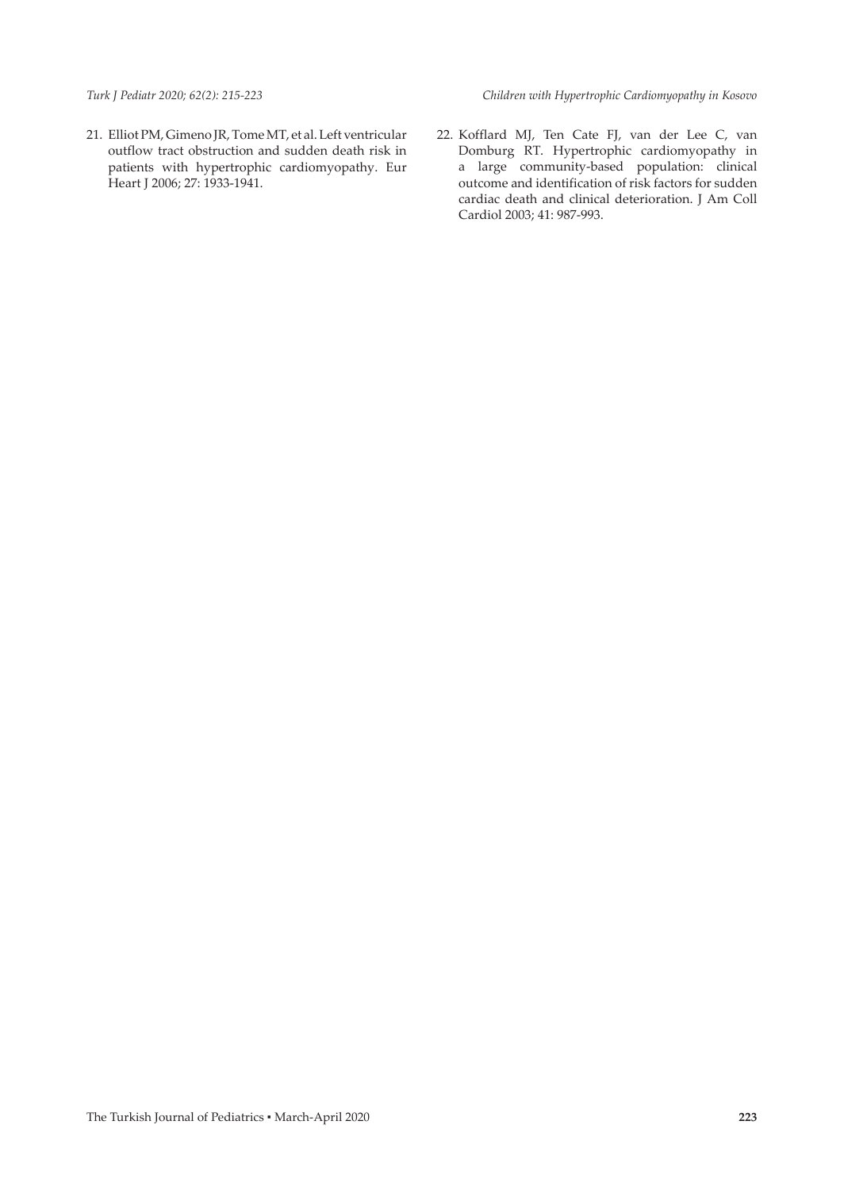21. Elliot PM, Gimeno JR, Tome MT, et al. Left ventricular outflow tract obstruction and sudden death risk in patients with hypertrophic cardiomyopathy. Eur Heart J 2006; 27: 1933-1941.

22. Kofflard MJ, Ten Cate FJ, van der Lee C, van Domburg RT. Hypertrophic cardiomyopathy in a large community-based population: clinical outcome and identification of risk factors for sudden cardiac death and clinical deterioration. J Am Coll Cardiol 2003; 41: 987-993.